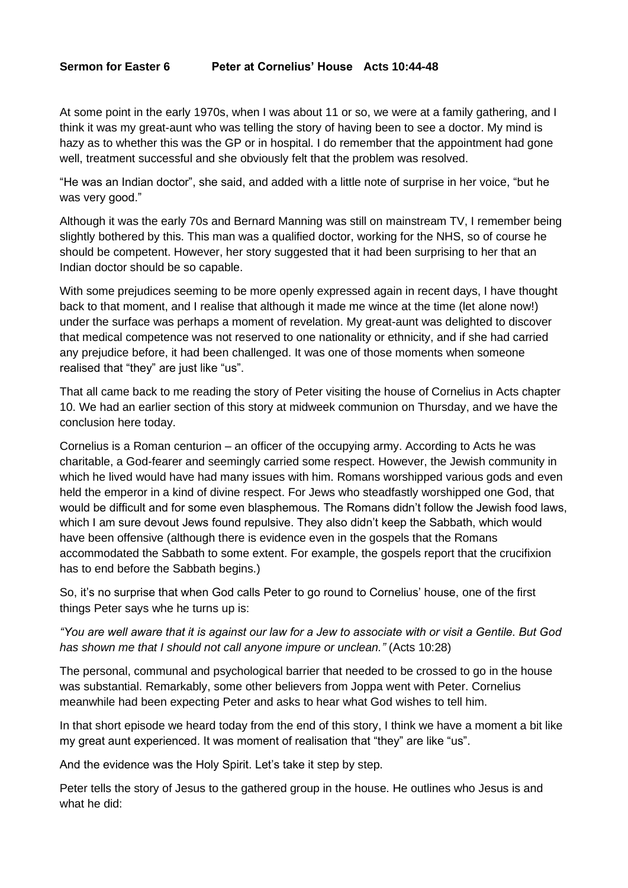**Sermon for Easter 6		Peter at Cornelius' House	Acts 10:44-48**

At some point in the early 1970s, when I was about 11 or so, we were at a family gathering, and I think it was my great-aunt who was telling the story of having been to see a doctor. My mind is hazy as to whether this was the GP or in hospital. I do remember that the appointment had gone well, treatment successful and she obviously felt that the problem was resolved.

"He was an Indian doctor", she said, and added with a little note of surprise in her voice, "but he was very good."

Although it was the early 70s and Bernard Manning was still on mainstream TV, I remember being slightly bothered by this. This man was a qualified doctor, working for the NHS, so of course he should be competent. However, her story suggested that it had been surprising to her that an Indian doctor should be so capable.

With some prejudices seeming to be more openly expressed again in recent days, I have thought back to that moment, and I realise that although it made me wince at the time (let alone now!) under the surface was perhaps a moment of revelation. My great-aunt was delighted to discover that medical competence was not reserved to one nationality or ethnicity, and if she had carried any prejudice before, it had been challenged. It was one of those moments when someone realised that "they" are just like "us".

That all came back to me reading the story of Peter visiting the house of Cornelius in Acts chapter 10. We had an earlier section of this story at midweek communion on Thursday, and we have the conclusion here today.

Cornelius is a Roman centurion – an officer of the occupying army. According to Acts he was charitable, a God-fearer and seemingly carried some respect. However, the Jewish community in which he lived would have had many issues with him. Romans worshipped various gods and even held the emperor in a kind of divine respect. For Jews who steadfastly worshipped one God, that would be difficult and for some even blasphemous. The Romans didn't follow the Jewish food laws, which I am sure devout Jews found repulsive. They also didn't keep the Sabbath, which would have been offensive (although there is evidence even in the gospels that the Romans accommodated the Sabbath to some extent. For example, the gospels report that the crucifixion has to end before the Sabbath begins.)

So, it's no surprise that when God calls Peter to go round to Cornelius' house, one of the first things Peter says whe he turns up is:

*"You are well aware that it is against our law for a Jew to associate with or visit a Gentile. But God has shown me that I should not call anyone impure or unclean."* (Acts 10:28)

The personal, communal and psychological barrier that needed to be crossed to go in the house was substantial. Remarkably, some other believers from Joppa went with Peter. Cornelius meanwhile had been expecting Peter and asks to hear what God wishes to tell him.

In that short episode we heard today from the end of this story, I think we have a moment a bit like my great aunt experienced. It was moment of realisation that "they" are like "us".

And the evidence was the Holy Spirit. Let's take it step by step.

Peter tells the story of Jesus to the gathered group in the house. He outlines who Jesus is and what he did: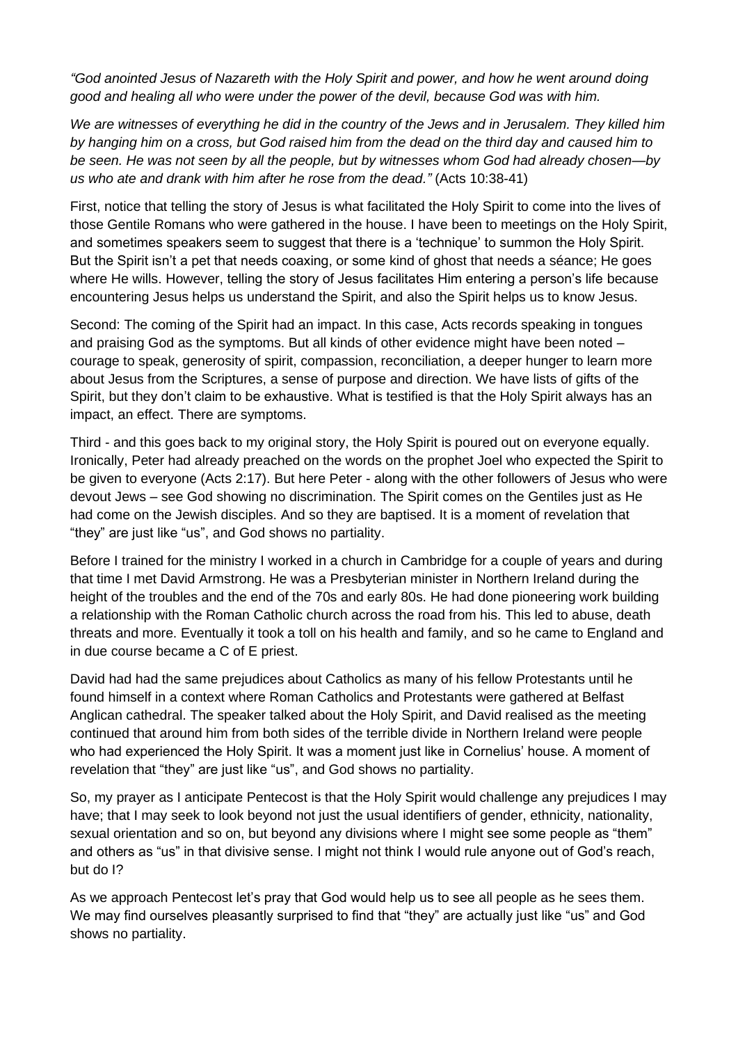*"God anointed Jesus of Nazareth with the Holy Spirit and power, and how he went around doing good and healing all who were under the power of the devil, because God was with him.*

*We are witnesses of everything he did in the country of the Jews and in Jerusalem. They killed him by hanging him on a cross, but God raised him from the dead on the third day and caused him to be seen. He was not seen by all the people, but by witnesses whom God had already chosen—by us who ate and drank with him after he rose from the dead."* (Acts 10:38-41)

First, notice that telling the story of Jesus is what facilitated the Holy Spirit to come into the lives of those Gentile Romans who were gathered in the house. I have been to meetings on the Holy Spirit, and sometimes speakers seem to suggest that there is a 'technique' to summon the Holy Spirit. But the Spirit isn't a pet that needs coaxing, or some kind of ghost that needs a séance; He goes where He wills. However, telling the story of Jesus facilitates Him entering a person's life because encountering Jesus helps us understand the Spirit, and also the Spirit helps us to know Jesus.

Second: The coming of the Spirit had an impact. In this case, Acts records speaking in tongues and praising God as the symptoms. But all kinds of other evidence might have been noted – courage to speak, generosity of spirit, compassion, reconciliation, a deeper hunger to learn more about Jesus from the Scriptures, a sense of purpose and direction. We have lists of gifts of the Spirit, but they don't claim to be exhaustive. What is testified is that the Holy Spirit always has an impact, an effect. There are symptoms.

Third - and this goes back to my original story, the Holy Spirit is poured out on everyone equally. Ironically, Peter had already preached on the words on the prophet Joel who expected the Spirit to be given to everyone (Acts 2:17). But here Peter - along with the other followers of Jesus who were devout Jews – see God showing no discrimination. The Spirit comes on the Gentiles just as He had come on the Jewish disciples. And so they are baptised. It is a moment of revelation that "they" are just like "us", and God shows no partiality.

Before I trained for the ministry I worked in a church in Cambridge for a couple of years and during that time I met David Armstrong. He was a Presbyterian minister in Northern Ireland during the height of the troubles and the end of the 70s and early 80s. He had done pioneering work building a relationship with the Roman Catholic church across the road from his. This led to abuse, death threats and more. Eventually it took a toll on his health and family, and so he came to England and in due course became a C of E priest.

David had had the same prejudices about Catholics as many of his fellow Protestants until he found himself in a context where Roman Catholics and Protestants were gathered at Belfast Anglican cathedral. The speaker talked about the Holy Spirit, and David realised as the meeting continued that around him from both sides of the terrible divide in Northern Ireland were people who had experienced the Holy Spirit. It was a moment just like in Cornelius' house. A moment of revelation that "they" are just like "us", and God shows no partiality.

So, my prayer as I anticipate Pentecost is that the Holy Spirit would challenge any prejudices I may have; that I may seek to look beyond not just the usual identifiers of gender, ethnicity, nationality, sexual orientation and so on, but beyond any divisions where I might see some people as "them" and others as "us" in that divisive sense. I might not think I would rule anyone out of God's reach, but do I?

As we approach Pentecost let's pray that God would help us to see all people as he sees them. We may find ourselves pleasantly surprised to find that "they" are actually just like "us" and God shows no partiality.